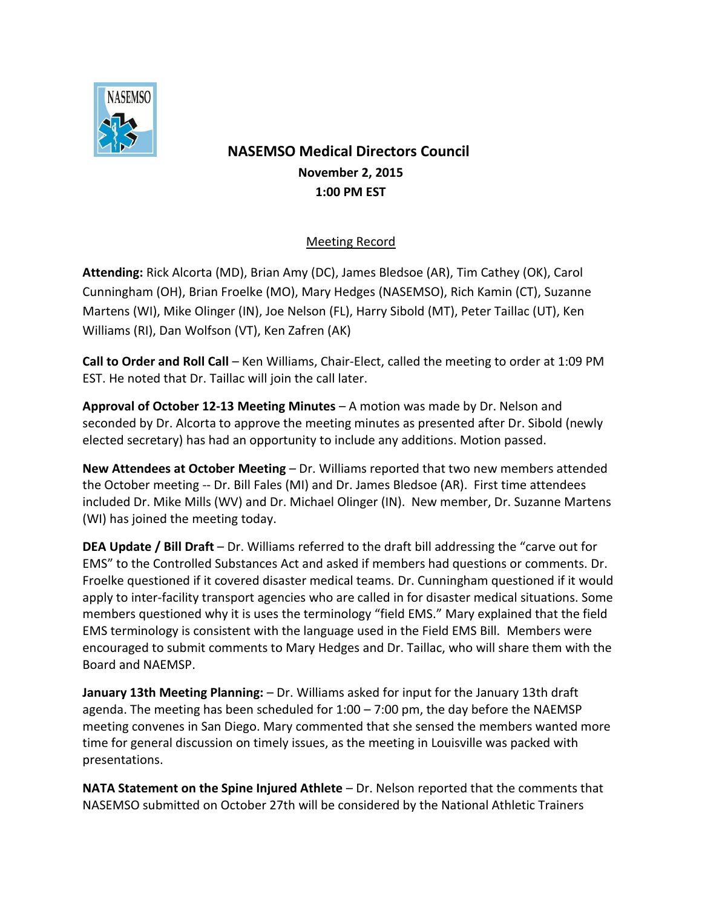# NASEMSO Medical Directors Council

**November 2, 2015**
**1:00 PM EST**

## Meeting Record

**Attending:** Rick Alcorta (MD), Brian Amy (DC), James Bledsoe (AR), Tim Cathey (OK), Carol Cunningham (OH), Brian Froelke (MO), Mary Hedges (NASEMSO), Rich Kamin (CT), Suzanne Martens (WI), Mike Olinger (IN), Joe Nelson (FL), Harry Sibold (MT), Peter Taillac (UT), Ken Williams (RI), Dan Wolfson (VT), Ken Zafren (AK)

**Call to Order and Roll Call** – Ken Williams, Chair-Elect, called the meeting to order at 1:09 PM EST. He noted that Dr. Taillac will join the call later.

**Approval of October 12-13 Meeting Minutes** – A motion was made by Dr. Nelson and seconded by Dr. Alcorta to approve the meeting minutes as presented after Dr. Sibold (newly elected secretary) has had an opportunity to include any additions. Motion passed.

**New Attendees at October Meeting** – Dr. Williams reported that two new members attended the October meeting -- Dr. Bill Fales (MI) and Dr. James Bledsoe (AR). First time attendees included Dr. Mike Mills (WV) and Dr. Michael Olinger (IN). New member, Dr. Suzanne Martens (WI) has joined the meeting today.

**DEA Update / Bill Draft** – Dr. Williams referred to the draft bill addressing the "carve out for EMS" to the Controlled Substances Act and asked if members had questions or comments. Dr. Froelke questioned if it covered disaster medical teams. Dr. Cunningham questioned if it would apply to inter-facility transport agencies who are called in for disaster medical situations. Some members questioned why it is uses the terminology "field EMS." Mary explained that the field EMS terminology is consistent with the language used in the Field EMS Bill. Members were encouraged to submit comments to Mary Hedges and Dr. Taillac, who will share them with the Board and NAEMSP.

**January 13th Meeting Planning:** – Dr. Williams asked for input for the January 13th draft agenda. The meeting has been scheduled for 1:00 – 7:00 pm, the day before the NAEMSP meeting convenes in San Diego. Mary commented that she sensed the members wanted more time for general discussion on timely issues, as the meeting in Louisville was packed with presentations.

**NATA Statement on the Spine Injured Athlete** – Dr. Nelson reported that the comments that NASEMSO submitted on October 27th will be considered by the National Athletic Trainers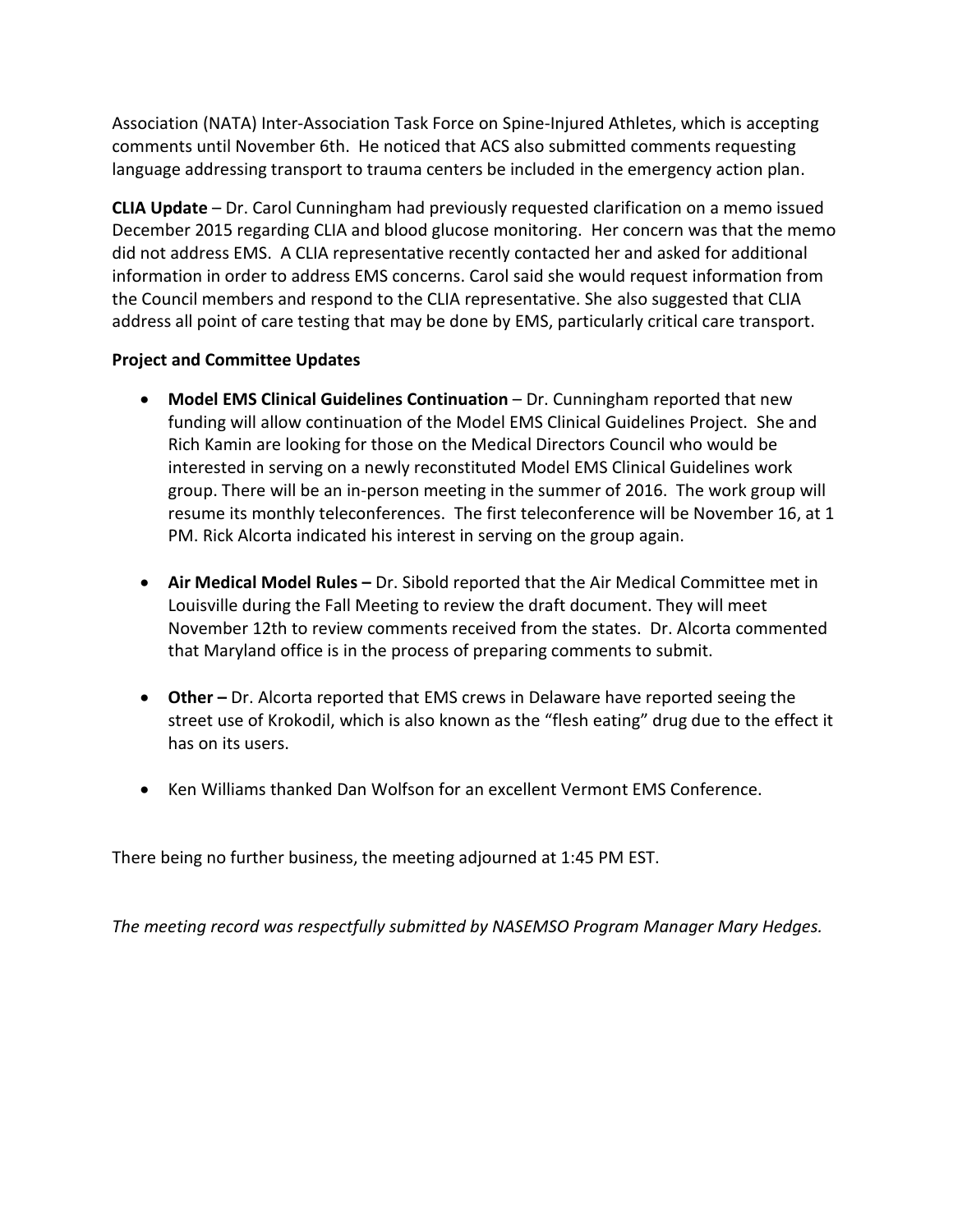Association (NATA) Inter-Association Task Force on Spine-Injured Athletes, which is accepting comments until November 6th. He noticed that ACS also submitted comments requesting language addressing transport to trauma centers be included in the emergency action plan.

**CLIA Update** – Dr. Carol Cunningham had previously requested clarification on a memo issued December 2015 regarding CLIA and blood glucose monitoring. Her concern was that the memo did not address EMS. A CLIA representative recently contacted her and asked for additional information in order to address EMS concerns. Carol said she would request information from the Council members and respond to the CLIA representative. She also suggested that CLIA address all point of care testing that may be done by EMS, particularly critical care transport.

**Project and Committee Updates**

- **Model EMS Clinical Guidelines Continuation** – Dr. Cunningham reported that new funding will allow continuation of the Model EMS Clinical Guidelines Project. She and Rich Kamin are looking for those on the Medical Directors Council who would be interested in serving on a newly reconstituted Model EMS Clinical Guidelines work group. There will be an in-person meeting in the summer of 2016. The work group will resume its monthly teleconferences. The first teleconference will be November 16, at 1 PM. Rick Alcorta indicated his interest in serving on the group again.

- **Air Medical Model Rules –** Dr. Sibold reported that the Air Medical Committee met in Louisville during the Fall Meeting to review the draft document. They will meet November 12th to review comments received from the states. Dr. Alcorta commented that Maryland office is in the process of preparing comments to submit.

- **Other –** Dr. Alcorta reported that EMS crews in Delaware have reported seeing the street use of Krokodil, which is also known as the "flesh eating" drug due to the effect it has on its users.

- Ken Williams thanked Dan Wolfson for an excellent Vermont EMS Conference.

There being no further business, the meeting adjourned at 1:45 PM EST.

*The meeting record was respectfully submitted by NASEMSO Program Manager Mary Hedges.*